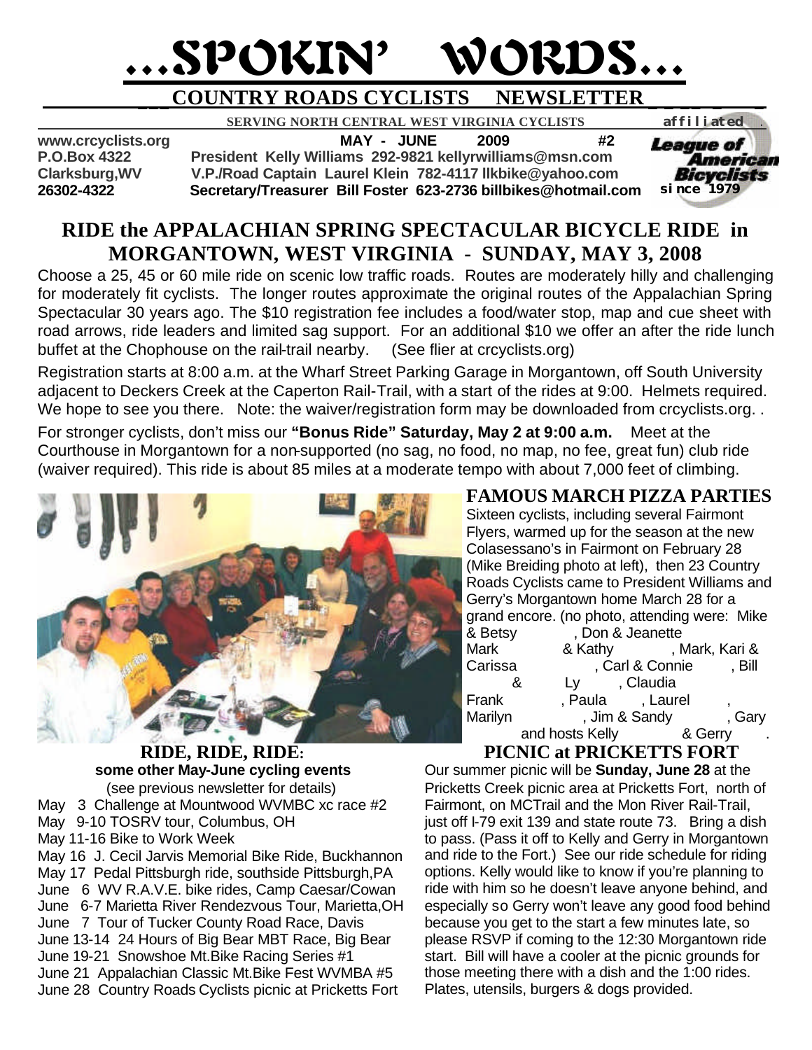# ...SPOKIN' WORDS...

## COUNTRY ROADS CYCLISTS NEWSLETTER

**SERVING NORTH CENTRAL WEST VIRGINIA CYCLISTS** affiliated League of American Bicyclists since 1979

www.crcyclists.org — **MAY - JUNE 2009 #2**
P.O.Box 4322 — President Kelly Williams 292-9821 kellyrwilliams@msn.com
Clarksburg,WV — V.P./Road Captain Laurel Klein 782-4117 llkbike@yahoo.com
26302-4322 — Secretary/Treasurer Bill Foster 623-2736 billbikes@hotmail.com

## RIDE the APPALACHIAN SPRING SPECTACULAR BICYCLE RIDE in MORGANTOWN, WEST VIRGINIA - SUNDAY, MAY 3, 2008

Choose a 25, 45 or 60 mile ride on scenic low traffic roads. Routes are moderately hilly and challenging for moderately fit cyclists. The longer routes approximate the original routes of the Appalachian Spring Spectacular 30 years ago. The $10 registration fee includes a food/water stop, map and cue sheet with road arrows, ride leaders and limited sag support. For an additional $10 we offer an after the ride lunch buffet at the Chophouse on the rail-trail nearby. (See flier at crcyclists.org)

Registration starts at 8:00 a.m. at the Wharf Street Parking Garage in Morgantown, off South University adjacent to Deckers Creek at the Caperton Rail-Trail, with a start of the rides at 9:00. Helmets required. We hope to see you there. Note: the waiver/registration form may be downloaded from crcyclists.org. .

For stronger cyclists, don't miss our **"Bonus Ride" Saturday, May 2 at 9:00 a.m.** Meet at the Courthouse in Morgantown for a non-supported (no sag, no food, no map, no fee, great fun) club ride (waiver required). This ride is about 85 miles at a moderate tempo with about 7,000 feet of climbing.

## FAMOUS MARCH PIZZA PARTIES

Sixteen cyclists, including several Fairmont Flyers, warmed up for the season at the new Colasessano's in Fairmont on February 28 (Mike Breiding photo at left), then 23 Country Roads Cyclists came to President Williams and Gerry's Morgantown home March 28 for a grand encore. (no photo, attending were: Mike & Betsy , Don & Jeanette Mark & Kathy , Mark, Kari & Carissa , Carl & Connie , Bill & Ly , Claudia Frank , Paula , Laurel , Marilyn , Jim & Sandy , Gary and hosts Kelly & Gerry .

## RIDE, RIDE, RIDE:

**some other May-June cycling events**
(see previous newsletter for details)

- May 3 Challenge at Mountwood WVMBC xc race #2
- May 9-10 TOSRV tour, Columbus, OH
- May 11-16 Bike to Work Week
- May 16 J. Cecil Jarvis Memorial Bike Ride, Buckhannon
- May 17 Pedal Pittsburgh ride, southside Pittsburgh,PA
- June 6 WV R.A.V.E. bike rides, Camp Caesar/Cowan
- June 6-7 Marietta River Rendezvous Tour, Marietta,OH
- June 7 Tour of Tucker County Road Race, Davis
- June 13-14 24 Hours of Big Bear MBT Race, Big Bear
- June 19-21 Snowshoe Mt.Bike Racing Series #1
- June 21 Appalachian Classic Mt.Bike Fest WVMBA #5
- June 28 Country Roads Cyclists picnic at Pricketts Fort

## PICNIC at PRICKETTS FORT

Our summer picnic will be **Sunday, June 28** at the Pricketts Creek picnic area at Pricketts Fort, north of Fairmont, on MCTrail and the Mon River Rail-Trail, just off I-79 exit 139 and state route 73. Bring a dish to pass. (Pass it off to Kelly and Gerry in Morgantown and ride to the Fort.) See our ride schedule for riding options. Kelly would like to know if you're planning to ride with him so he doesn't leave anyone behind, and especially so Gerry won't leave any good food behind because you get to the start a few minutes late, so please RSVP if coming to the 12:30 Morgantown ride start. Bill will have a cooler at the picnic grounds for those meeting there with a dish and the 1:00 rides. Plates, utensils, burgers & dogs provided.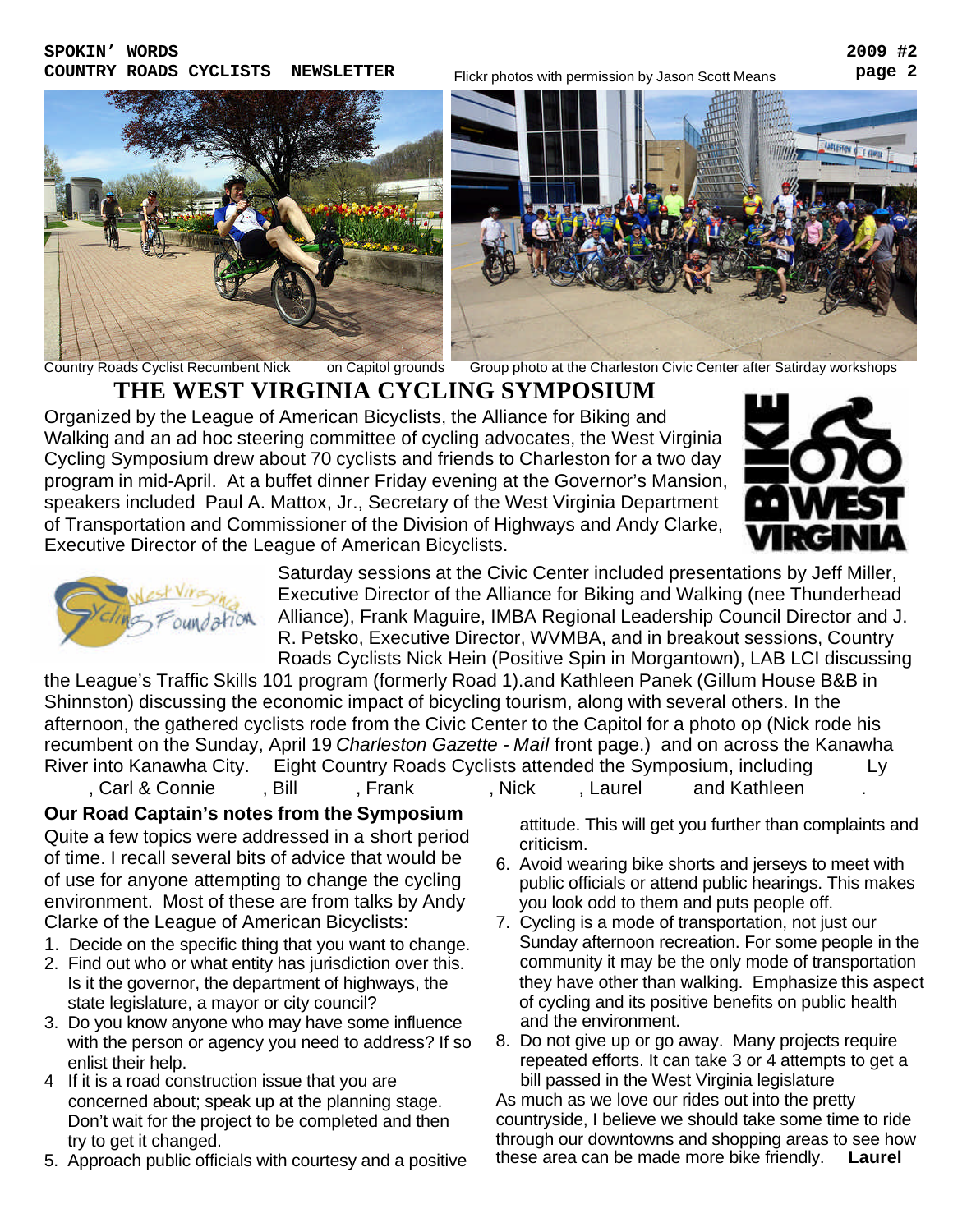Flickr photos with permission by Jason Scott Means

Country Roads Cyclist Recumbent Nick on Capitol grounds Group photo at the Charleston Civic Center after Satirday workshops

# THE WEST VIRGINIA CYCLING SYMPOSIUM

Organized by the League of American Bicyclists, the Alliance for Biking and Walking and an ad hoc steering committee of cycling advocates, the West Virginia Cycling Symposium drew about 70 cyclists and friends to Charleston for a two day program in mid-April. At a buffet dinner Friday evening at the Governor's Mansion, speakers included Paul A. Mattox, Jr., Secretary of the West Virginia Department of Transportation and Commissioner of the Division of Highways and Andy Clarke, Executive Director of the League of American Bicyclists.

Saturday sessions at the Civic Center included presentations by Jeff Miller, Executive Director of the Alliance for Biking and Walking (nee Thunderhead Alliance), Frank Maguire, IMBA Regional Leadership Council Director and J. R. Petsko, Executive Director, WVMBA, and in breakout sessions, Country Roads Cyclists Nick Hein (Positive Spin in Morgantown), LAB LCI discussing the League's Traffic Skills 101 program (formerly Road 1).and Kathleen Panek (Gillum House B&B in Shinnston) discussing the economic impact of bicycling tourism, along with several others. In the afternoon, the gathered cyclists rode from the Civic Center to the Capitol for a photo op (Nick rode his recumbent on the Sunday, April 19 *Charleston Gazette - Mail* front page.) and on across the Kanawha River into Kanawha City. Eight Country Roads Cyclists attended the Symposium, including Ly , Carl & Connie , Bill , Frank , Nick , Laurel and Kathleen .

**Our Road Captain's notes from the Symposium**

Quite a few topics were addressed in a short period of time. I recall several bits of advice that would be of use for anyone attempting to change the cycling environment. Most of these are from talks by Andy Clarke of the League of American Bicyclists:

1. Decide on the specific thing that you want to change.
2. Find out who or what entity has jurisdiction over this. Is it the governor, the department of highways, the state legislature, a mayor or city council?
3. Do you know anyone who may have some influence with the person or agency you need to address? If so enlist their help.
4. If it is a road construction issue that you are concerned about; speak up at the planning stage. Don't wait for the project to be completed and then try to get it changed.
5. Approach public officials with courtesy and a positive attitude. This will get you further than complaints and criticism.
6. Avoid wearing bike shorts and jerseys to meet with public officials or attend public hearings. This makes you look odd to them and puts people off.
7. Cycling is a mode of transportation, not just our Sunday afternoon recreation. For some people in the community it may be the only mode of transportation they have other than walking. Emphasize this aspect of cycling and its positive benefits on public health and the environment.
8. Do not give up or go away. Many projects require repeated efforts. It can take 3 or 4 attempts to get a bill passed in the West Virginia legislature

As much as we love our rides out into the pretty countryside, I believe we should take some time to ride through our downtowns and shopping areas to see how these area can be made more bike friendly. **Laurel**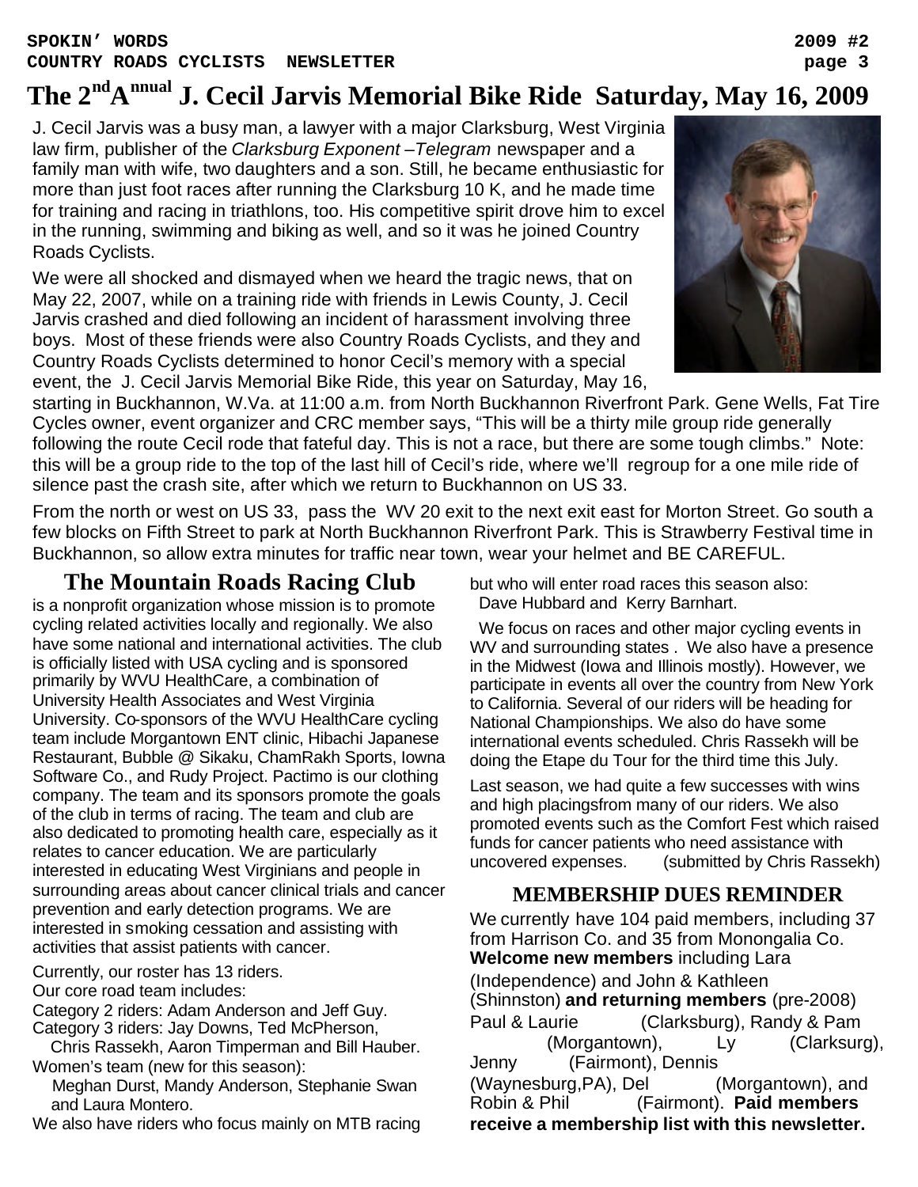# The 2nd Annual J. Cecil Jarvis Memorial Bike Ride Saturday, May 16, 2009

J. Cecil Jarvis was a busy man, a lawyer with a major Clarksburg, West Virginia law firm, publisher of the *Clarksburg Exponent –Telegram* newspaper and a family man with wife, two daughters and a son. Still, he became enthusiastic for more than just foot races after running the Clarksburg 10 K, and he made time for training and racing in triathlons, too. His competitive spirit drove him to excel in the running, swimming and biking as well, and so it was he joined Country Roads Cyclists.

We were all shocked and dismayed when we heard the tragic news, that on May 22, 2007, while on a training ride with friends in Lewis County, J. Cecil Jarvis crashed and died following an incident of harassment involving three boys. Most of these friends were also Country Roads Cyclists, and they and Country Roads Cyclists determined to honor Cecil's memory with a special event, the J. Cecil Jarvis Memorial Bike Ride, this year on Saturday, May 16, starting in Buckhannon, W.Va. at 11:00 a.m. from North Buckhannon Riverfront Park. Gene Wells, Fat Tire Cycles owner, event organizer and CRC member says, "This will be a thirty mile group ride generally following the route Cecil rode that fateful day. This is not a race, but there are some tough climbs." Note: this will be a group ride to the top of the last hill of Cecil's ride, where we'll regroup for a one mile ride of silence past the crash site, after which we return to Buckhannon on US 33.

From the north or west on US 33, pass the WV 20 exit to the next exit east for Morton Street. Go south a few blocks on Fifth Street to park at North Buckhannon Riverfront Park. This is Strawberry Festival time in Buckhannon, so allow extra minutes for traffic near town, wear your helmet and BE CAREFUL.

## The Mountain Roads Racing Club

is a nonprofit organization whose mission is to promote cycling related activities locally and regionally. We also have some national and international activities. The club is officially listed with USA cycling and is sponsored primarily by WVU HealthCare, a combination of University Health Associates and West Virginia University. Co-sponsors of the WVU HealthCare cycling team include Morgantown ENT clinic, Hibachi Japanese Restaurant, Bubble @ Sikaku, ChamRakh Sports, Iowna Software Co., and Rudy Project. Pactimo is our clothing company. The team and its sponsors promote the goals of the club in terms of racing. The team and club are also dedicated to promoting health care, especially as it relates to cancer education. We are particularly interested in educating West Virginians and people in surrounding areas about cancer clinical trials and cancer prevention and early detection programs. We are interested in smoking cessation and assisting with activities that assist patients with cancer.

Currently, our roster has 13 riders.
Our core road team includes:
Category 2 riders: Adam Anderson and Jeff Guy.
Category 3 riders: Jay Downs, Ted McPherson, Chris Rassekh, Aaron Timperman and Bill Hauber.
Women's team (new for this season): Meghan Durst, Mandy Anderson, Stephanie Swan and Laura Montero.
We also have riders who focus mainly on MTB racing but who will enter road races this season also: Dave Hubbard and Kerry Barnhart.

We focus on races and other major cycling events in WV and surrounding states . We also have a presence in the Midwest (Iowa and Illinois mostly). However, we participate in events all over the country from New York to California. Several of our riders will be heading for National Championships. We also do have some international events scheduled. Chris Rassekh will be doing the Etape du Tour for the third time this July.

Last season, we had quite a few successes with wins and high placingsfrom many of our riders. We also promoted events such as the Comfort Fest which raised funds for cancer patients who need assistance with uncovered expenses. (submitted by Chris Rassekh)

## MEMBERSHIP DUES REMINDER

We currently have 104 paid members, including 37 from Harrison Co. and 35 from Monongalia Co. **Welcome new members** including Lara (Independence) and John & Kathleen (Shinnston) **and returning members** (pre-2008) Paul & Laurie (Clarksburg), Randy & Pam (Morgantown), Ly (Clarksurg), Jenny (Fairmont), Dennis (Waynesburg,PA), Del (Morgantown), and Robin & Phil (Fairmont). **Paid members receive a membership list with this newsletter.**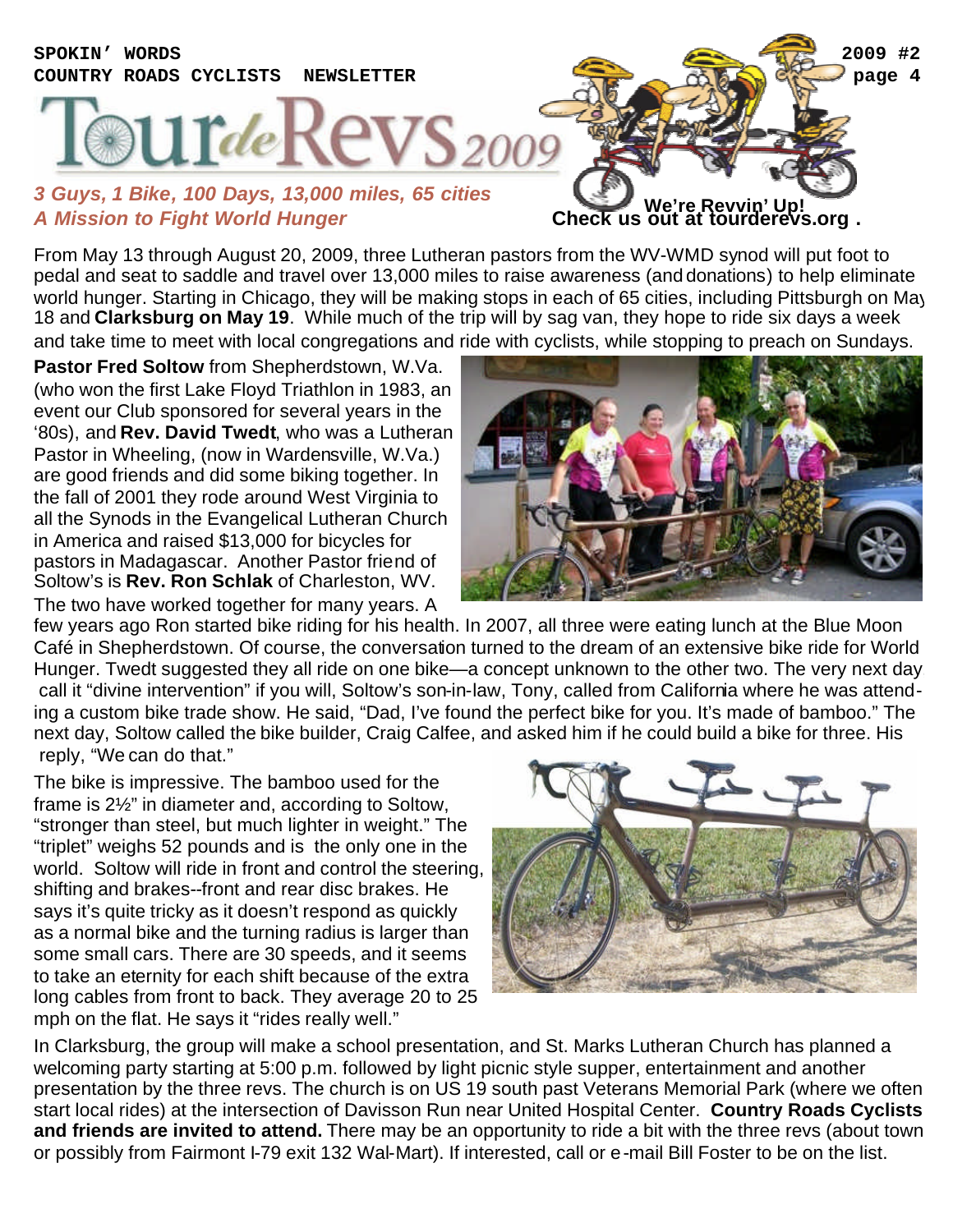# Tour de Revs 2009

*3 Guys, 1 Bike, 100 Days, 13,000 miles, 65 cities*
*A Mission to Fight World Hunger*

**We're Revvin' Up!**
**Check us out at tourderevs.org .**

From May 13 through August 20, 2009, three Lutheran pastors from the WV-WMD synod will put foot to pedal and seat to saddle and travel over 13,000 miles to raise awareness (and donations) to help eliminate world hunger. Starting in Chicago, they will be making stops in each of 65 cities, including Pittsburgh on May 18 and **Clarksburg on May 19**. While much of the trip will by sag van, they hope to ride six days a week and take time to meet with local congregations and ride with cyclists, while stopping to preach on Sundays.

**Pastor Fred Soltow** from Shepherdstown, W.Va. (who won the first Lake Floyd Triathlon in 1983, an event our Club sponsored for several years in the '80s), and **Rev. David Twedt**, who was a Lutheran Pastor in Wheeling, (now in Wardensville, W.Va.) are good friends and did some biking together. In the fall of 2001 they rode around West Virginia to all the Synods in the Evangelical Lutheran Church in America and raised $13,000 for bicycles for pastors in Madagascar. Another Pastor friend of Soltow's is **Rev. Ron Schlak** of Charleston, WV. The two have worked together for many years. A few years ago Ron started bike riding for his health. In 2007, all three were eating lunch at the Blue Moon Café in Shepherdstown. Of course, the conversation turned to the dream of an extensive bike ride for World Hunger. Twedt suggested they all ride on one bike—a concept unknown to the other two. The very next day, call it "divine intervention" if you will, Soltow's son-in-law, Tony, called from California where he was attending a custom bike trade show. He said, "Dad, I've found the perfect bike for you. It's made of bamboo." The next day, Soltow called the bike builder, Craig Calfee, and asked him if he could build a bike for three. His reply, "We can do that."

The bike is impressive. The bamboo used for the frame is 2½" in diameter and, according to Soltow, "stronger than steel, but much lighter in weight." The "triplet" weighs 52 pounds and is the only one in the world. Soltow will ride in front and control the steering, shifting and brakes--front and rear disc brakes. He says it's quite tricky as it doesn't respond as quickly as a normal bike and the turning radius is larger than some small cars. There are 30 speeds, and it seems to take an eternity for each shift because of the extra long cables from front to back. They average 20 to 25 mph on the flat. He says it "rides really well."

In Clarksburg, the group will make a school presentation, and St. Marks Lutheran Church has planned a welcoming party starting at 5:00 p.m. followed by light picnic style supper, entertainment and another presentation by the three revs. The church is on US 19 south past Veterans Memorial Park (where we often start local rides) at the intersection of Davisson Run near United Hospital Center. **Country Roads Cyclists and friends are invited to attend.** There may be an opportunity to ride a bit with the three revs (about town or possibly from Fairmont I-79 exit 132 Wal-Mart). If interested, call or e-mail Bill Foster to be on the list.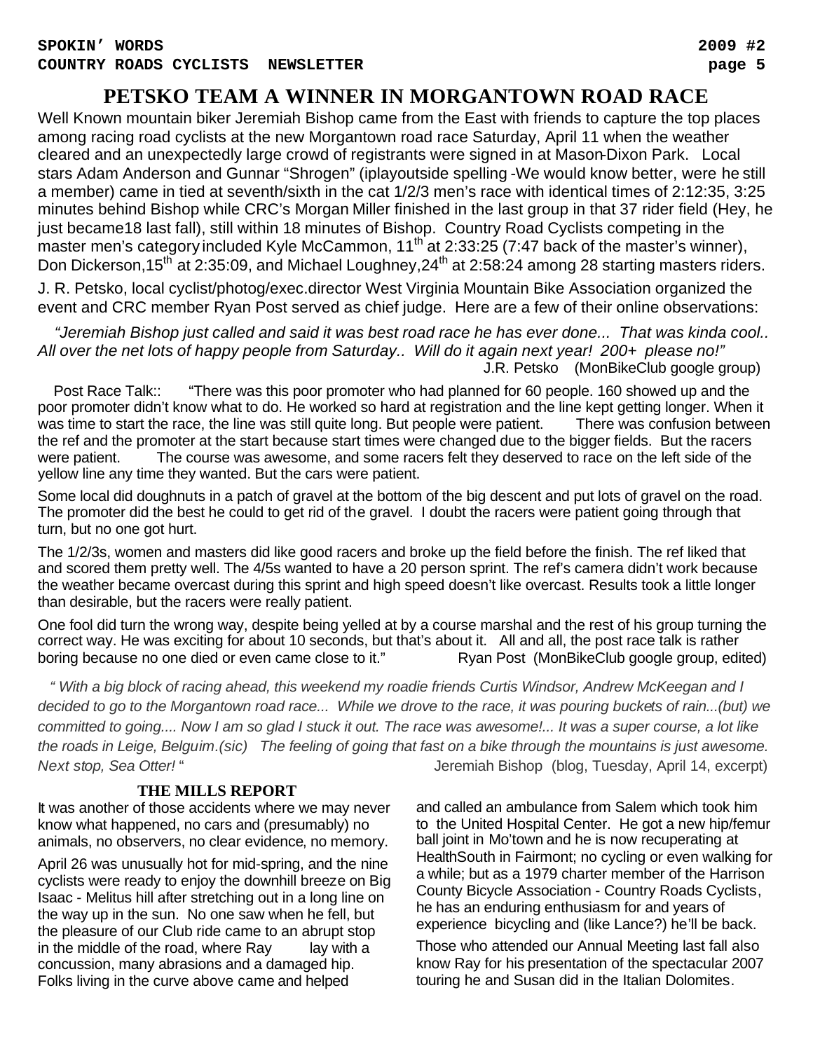# PETSKO TEAM A WINNER IN MORGANTOWN ROAD RACE

Well Known mountain biker Jeremiah Bishop came from the East with friends to capture the top places among racing road cyclists at the new Morgantown road race Saturday, April 11 when the weather cleared and an unexpectedly large crowd of registrants were signed in at Mason-Dixon Park. Local stars Adam Anderson and Gunnar "Shrogen" (iplayoutside spelling -We would know better, were he still a member) came in tied at seventh/sixth in the cat 1/2/3 men's race with identical times of 2:12:35, 3:25 minutes behind Bishop while CRC's Morgan Miller finished in the last group in that 37 rider field (Hey, he just became18 last fall), still within 18 minutes of Bishop. Country Road Cyclists competing in the master men's category included Kyle McCammon, 11th at 2:33:25 (7:47 back of the master's winner), Don Dickerson,15th at 2:35:09, and Michael Loughney,24th at 2:58:24 among 28 starting masters riders.

J. R. Petsko, local cyclist/photog/exec.director West Virginia Mountain Bike Association organized the event and CRC member Ryan Post served as chief judge. Here are a few of their online observations:

*"Jeremiah Bishop just called and said it was best road race he has ever done... That was kinda cool.. All over the net lots of happy people from Saturday.. Will do it again next year! 200+ please no!"*
J.R. Petsko (MonBikeClub google group)

Post Race Talk:: "There was this poor promoter who had planned for 60 people. 160 showed up and the poor promoter didn't know what to do. He worked so hard at registration and the line kept getting longer. When it was time to start the race, the line was still quite long. But people were patient. There was confusion between the ref and the promoter at the start because start times were changed due to the bigger fields. But the racers were patient. The course was awesome, and some racers felt they deserved to race on the left side of the yellow line any time they wanted. But the cars were patient.

Some local did doughnuts in a patch of gravel at the bottom of the big descent and put lots of gravel on the road. The promoter did the best he could to get rid of the gravel. I doubt the racers were patient going through that turn, but no one got hurt.

The 1/2/3s, women and masters did like good racers and broke up the field before the finish. The ref liked that and scored them pretty well. The 4/5s wanted to have a 20 person sprint. The ref's camera didn't work because the weather became overcast during this sprint and high speed doesn't like overcast. Results took a little longer than desirable, but the racers were really patient.

One fool did turn the wrong way, despite being yelled at by a course marshal and the rest of his group turning the correct way. He was exciting for about 10 seconds, but that's about it. All and all, the post race talk is rather boring because no one died or even came close to it." Ryan Post (MonBikeClub google group, edited)

*" With a big block of racing ahead, this weekend my roadie friends Curtis Windsor, Andrew McKeegan and I decided to go to the Morgantown road race... While we drove to the race, it was pouring buckets of rain...(but) we committed to going.... Now I am so glad I stuck it out. The race was awesome!... It was a super course, a lot like the roads in Leige, Belguim.(sic) The feeling of going that fast on a bike through the mountains is just awesome. Next stop, Sea Otter!* " Jeremiah Bishop (blog, Tuesday, April 14, excerpt)

## THE MILLS REPORT

It was another of those accidents where we may never know what happened, no cars and (presumably) no animals, no observers, no clear evidence, no memory.

April 26 was unusually hot for mid-spring, and the nine cyclists were ready to enjoy the downhill breeze on Big Isaac - Melitus hill after stretching out in a long line on the way up in the sun. No one saw when he fell, but the pleasure of our Club ride came to an abrupt stop in the middle of the road, where Ray lay with a concussion, many abrasions and a damaged hip. Folks living in the curve above came and helped and called an ambulance from Salem which took him to the United Hospital Center. He got a new hip/femur ball joint in Mo'town and he is now recuperating at HealthSouth in Fairmont; no cycling or even walking for a while; but as a 1979 charter member of the Harrison County Bicycle Association - Country Roads Cyclists, he has an enduring enthusiasm for and years of experience bicycling and (like Lance?) he'll be back.

Those who attended our Annual Meeting last fall also know Ray for his presentation of the spectacular 2007 touring he and Susan did in the Italian Dolomites.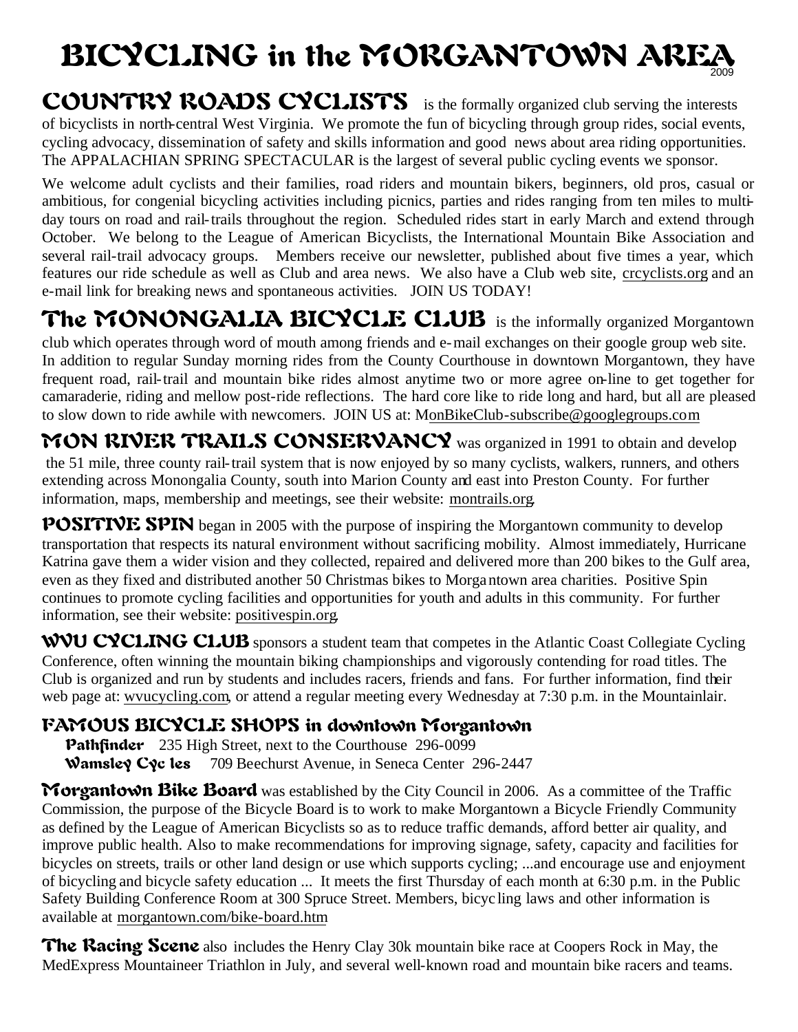# BICYCLING in the MORGANTOWN AREA

2009

**COUNTRY ROADS CYCLISTS** is the formally organized club serving the interests of bicyclists in north-central West Virginia. We promote the fun of bicycling through group rides, social events, cycling advocacy, dissemination of safety and skills information and good news about area riding opportunities. The APPALACHIAN SPRING SPECTACULAR is the largest of several public cycling events we sponsor.

We welcome adult cyclists and their families, road riders and mountain bikers, beginners, old pros, casual or ambitious, for congenial bicycling activities including picnics, parties and rides ranging from ten miles to multi-day tours on road and rail-trails throughout the region. Scheduled rides start in early March and extend through October. We belong to the League of American Bicyclists, the International Mountain Bike Association and several rail-trail advocacy groups. Members receive our newsletter, published about five times a year, which features our ride schedule as well as Club and area news. We also have a Club web site, crcyclists.org and an e-mail link for breaking news and spontaneous activities. JOIN US TODAY!

**The MONONGALIA BICYCLE CLUB** is the informally organized Morgantown club which operates through word of mouth among friends and e-mail exchanges on their google group web site. In addition to regular Sunday morning rides from the County Courthouse in downtown Morgantown, they have frequent road, rail-trail and mountain bike rides almost anytime two or more agree on-line to get together for camaraderie, riding and mellow post-ride reflections. The hard core like to ride long and hard, but all are pleased to slow down to ride awhile with newcomers. JOIN US at: MonBikeClub-subscribe@googlegroups.com

**MON RIVER TRAILS CONSERVANCY** was organized in 1991 to obtain and develop the 51 mile, three county rail-trail system that is now enjoyed by so many cyclists, walkers, runners, and others extending across Monongalia County, south into Marion County and east into Preston County. For further information, maps, membership and meetings, see their website: montrails.org.

**POSITIVE SPIN** began in 2005 with the purpose of inspiring the Morgantown community to develop transportation that respects its natural environment without sacrificing mobility. Almost immediately, Hurricane Katrina gave them a wider vision and they collected, repaired and delivered more than 200 bikes to the Gulf area, even as they fixed and distributed another 50 Christmas bikes to Morgantown area charities. Positive Spin continues to promote cycling facilities and opportunities for youth and adults in this community. For further information, see their website: positivespin.org.

**WVU CYCLING CLUB** sponsors a student team that competes in the Atlantic Coast Collegiate Cycling Conference, often winning the mountain biking championships and vigorously contending for road titles. The Club is organized and run by students and includes racers, friends and fans. For further information, find their web page at: wvucycling.com, or attend a regular meeting every Wednesday at 7:30 p.m. in the Mountainlair.

## FAMOUS BICYCLE SHOPS in downtown Morgantown

**Pathfinder** 235 High Street, next to the Courthouse 296-0099
**Wamsley Cycles** 709 Beechurst Avenue, in Seneca Center 296-2447

**Morgantown Bike Board** was established by the City Council in 2006. As a committee of the Traffic Commission, the purpose of the Bicycle Board is to work to make Morgantown a Bicycle Friendly Community as defined by the League of American Bicyclists so as to reduce traffic demands, afford better air quality, and improve public health. Also to make recommendations for improving signage, safety, capacity and facilities for bicycles on streets, trails or other land design or use which supports cycling; ...and encourage use and enjoyment of bicycling and bicycle safety education ... It meets the first Thursday of each month at 6:30 p.m. in the Public Safety Building Conference Room at 300 Spruce Street. Members, bicycling laws and other information is available at morgantown.com/bike-board.htm

**The Racing Scene** also includes the Henry Clay 30k mountain bike race at Coopers Rock in May, the MedExpress Mountaineer Triathlon in July, and several well-known road and mountain bike racers and teams.